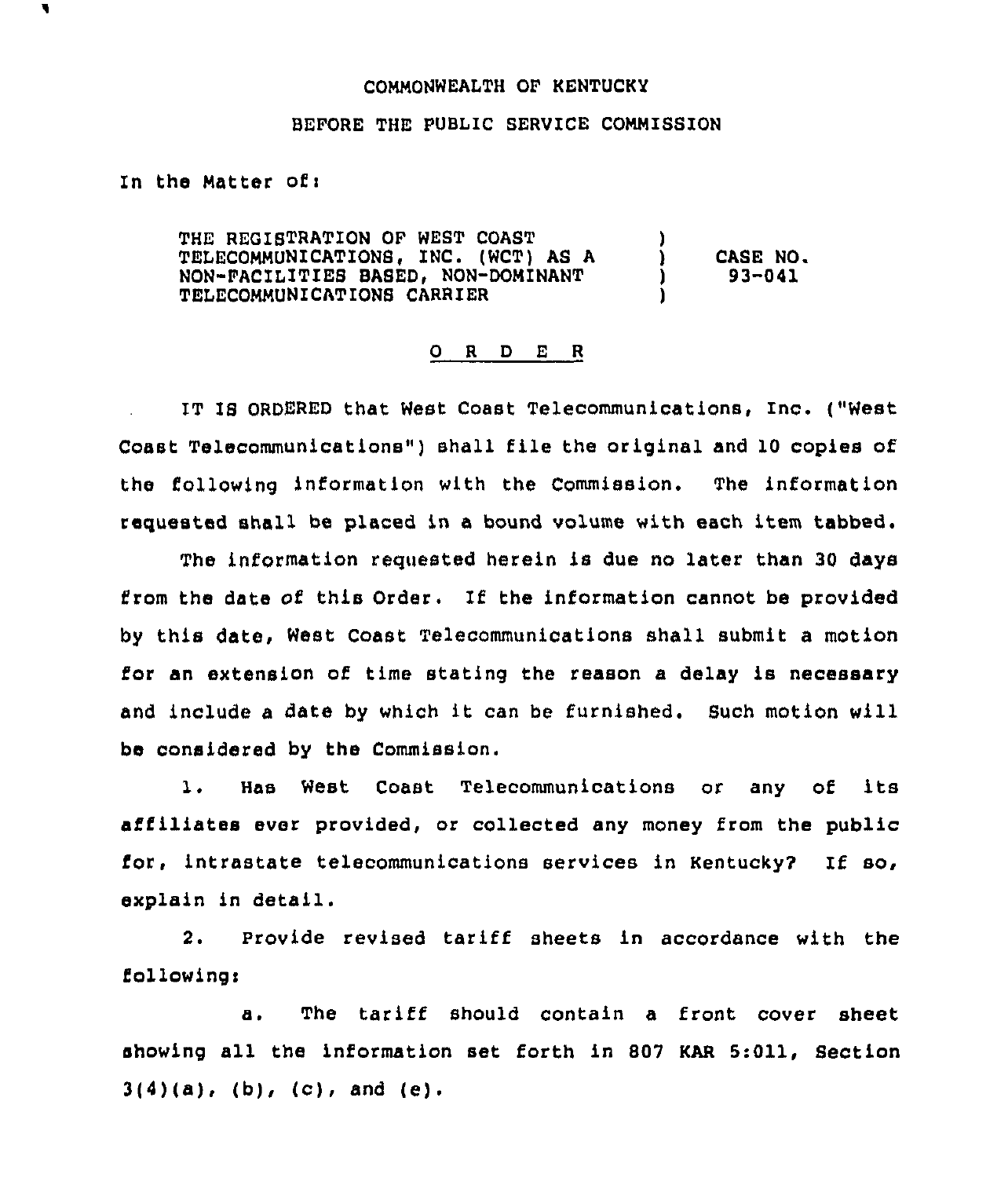COMMONWEALTH OF KENTUCKY

BEFORE THE PUBLIC SERVICE COMMISSION

In the Matter of:

| | | |
|---|---|---|
| THE REGISTRATION OF WEST COAST TELECOMMUNICATIONS, INC. (WCT) AS A NON-FACILITIES BASED, NON-DOMINANT TELECOMMUNICATIONS CARRIER | ) ) ) ) | CASE NO. 93-041 |

O R D E R

IT IS ORDERED that West Coast Telecommunications, Inc. ("West Coast Telecommunications") shall file the original and 10 copies of the following information with the Commission. The information requested shall be placed in a bound volume with each item tabbed.

The information requested herein is due no later than 30 days from the date of this Order. If the information cannot be provided by this date, West Coast Telecommunications shall submit a motion for an extension of time stating the reason a delay is necessary and include a date by which it can be furnished. Such motion will be considered by the Commission.

1. Has West Coast Telecommunications or any of its affiliates ever provided, or collected any money from the public for, intrastate telecommunications services in Kentucky? If so, explain in detail.

2. Provide revised tariff sheets in accordance with the following:

   a. The tariff should contain a front cover sheet showing all the information set forth in 807 KAR 5:011, Section 3(4)(a), (b), (c), and (e).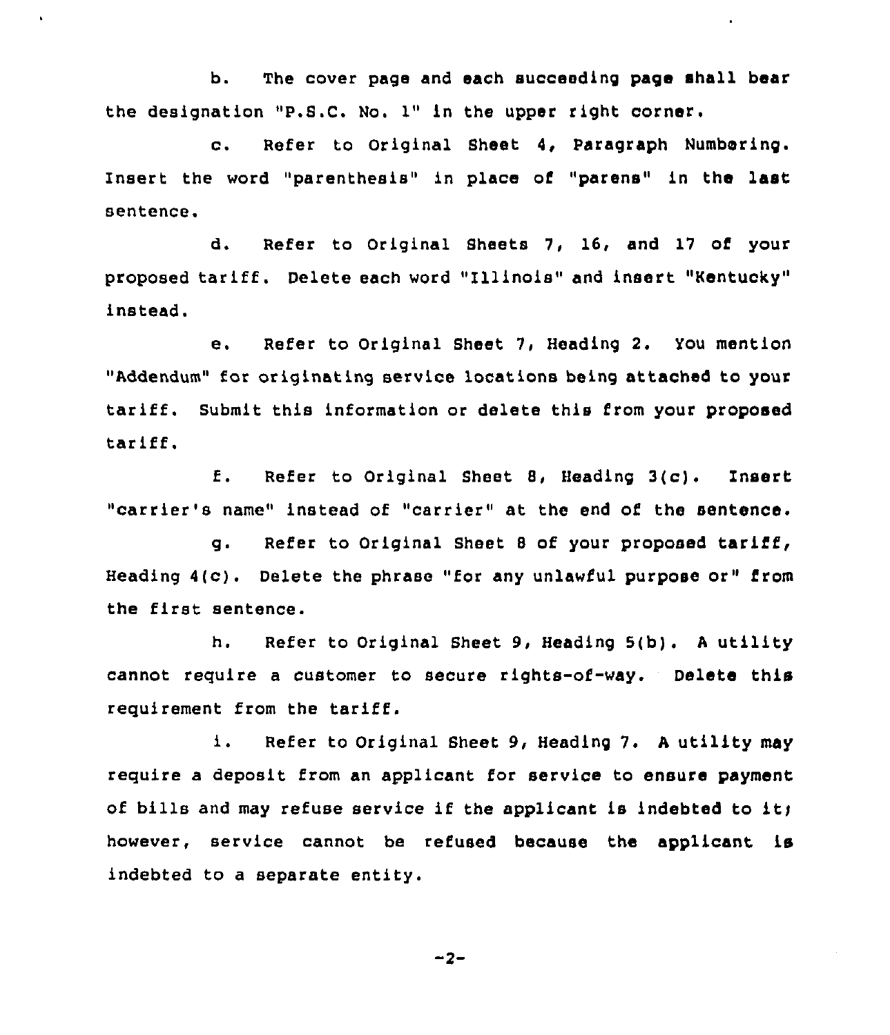b. The cover page and each succeeding page shall bear the designation "P.S.C. No. 1" in the upper right corner.

c. Refer to Original Sheet 4, Paragraph Numbering. Insert the word "parenthesis" in place of "parens" in the last sentence.

d. Refer to Original Sheets 7, 16, and 17 of your proposed tariff. Delete each word "Illinois" and insert "Kentucky" instead.

e. Refer to Original Sheet 7, Heading 2. You mention "Addendum" for originating service locations being attached to your tariff. Submit this information or delete this from your proposed tariff.

f. Refer to Original Sheet 8, Heading 3(c). Insert "carrier's name" instead of "carrier" at the end of the sentence.

g. Refer to Original Sheet 8 of your proposed tariff, Heading 4(c). Delete the phrase "for any unlawful purpose or" from the first sentence.

h. Refer to Original Sheet 9, Heading 5(b). A utility cannot require a customer to secure rights-of-way. Delete this requirement from the tariff.

i. Refer to Original Sheet 9, Heading 7. A utility may require a deposit from an applicant for service to ensure payment of bills and may refuse service if the applicant is indebted to it; however, service cannot be refused because the applicant is indebted to a separate entity.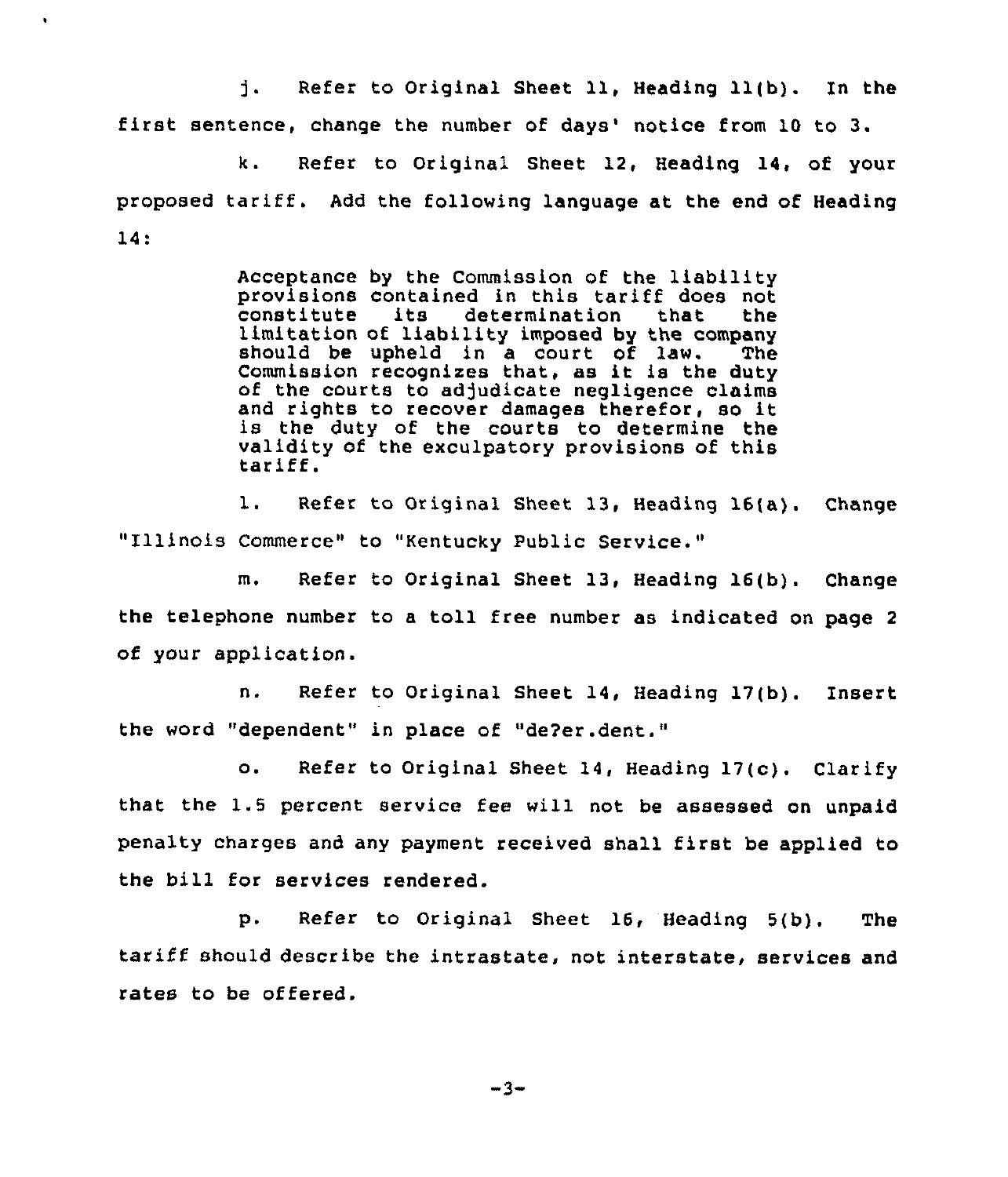j. Refer to Original Sheet 11, Heading 11(b). In the first sentence, change the number of days' notice from 10 to 3.

k. Refer to Original Sheet 12, Heading 14, of your proposed tariff. Add the following language at the end of Heading 14:

> Acceptance by the Commission of the liability provisions contained in this tariff does not constitute its determination that the limitation of liability imposed by the company should be upheld in a court of law. The Commission recognizes that, as it is the duty of the courts to adjudicate negligence claims and rights to recover damages therefor, so it is the duty of the courts to determine the validity of the exculpatory provisions of this tariff.

l. Refer to Original Sheet 13, Heading 16(a). Change "Illinois Commerce" to "Kentucky Public Service."

m. Refer to Original Sheet 13, Heading 16(b). Change the telephone number to a toll free number as indicated on page 2 of your application.

n. Refer to Original Sheet 14, Heading 17(b). Insert the word "dependent" in place of "de?er.dent."

o. Refer to Original Sheet 14, Heading 17(c). Clarify that the 1.5 percent service fee will not be assessed on unpaid penalty charges and any payment received shall first be applied to the bill for services rendered.

p. Refer to Original Sheet 16, Heading 5(b). The tariff should describe the intrastate, not interstate, services and rates to be offered.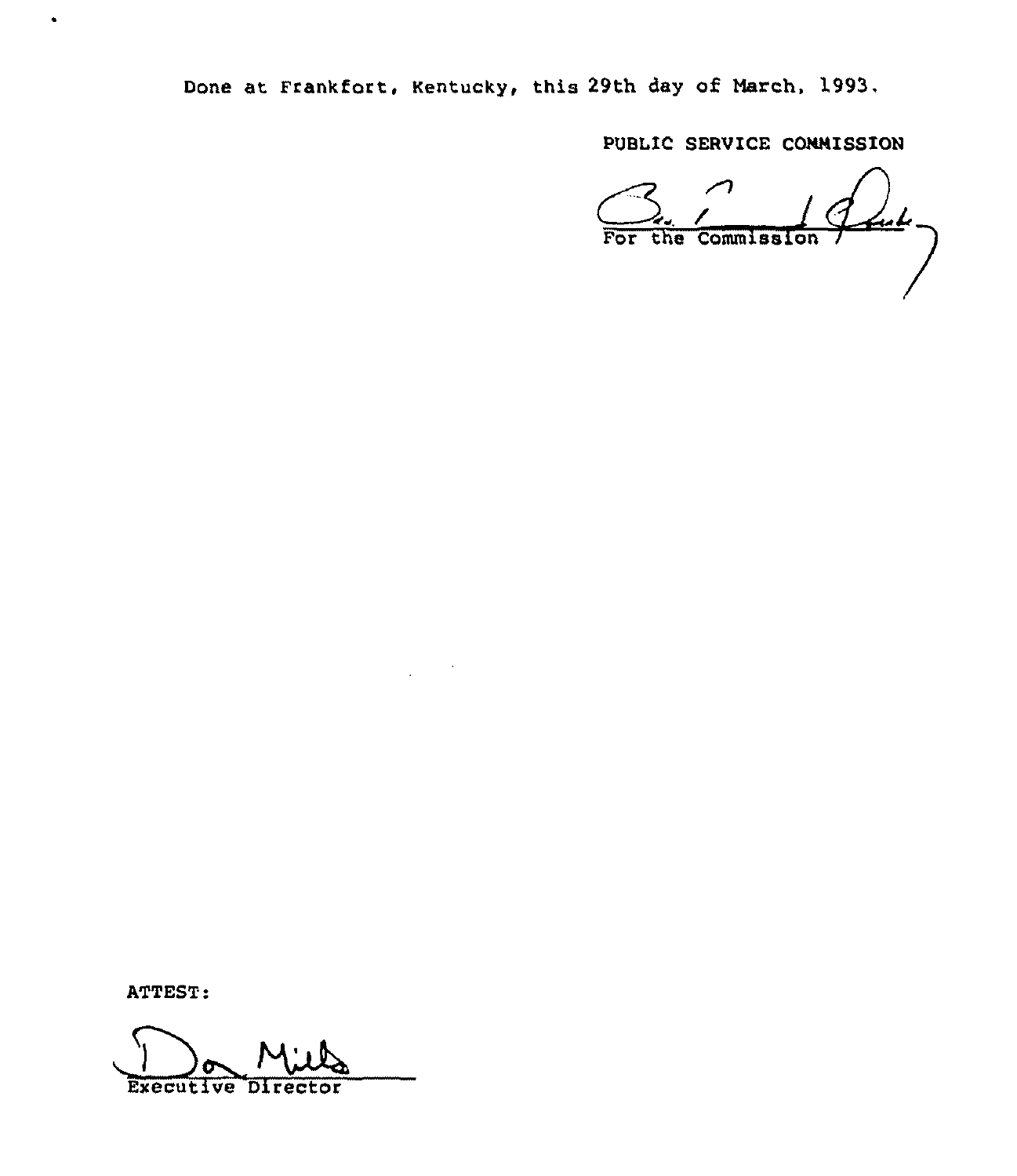Done at Frankfort, Kentucky, this 29th day of March, 1993.

PUBLIC SERVICE COMMISSION

For the Commission

ATTEST:

Executive Director